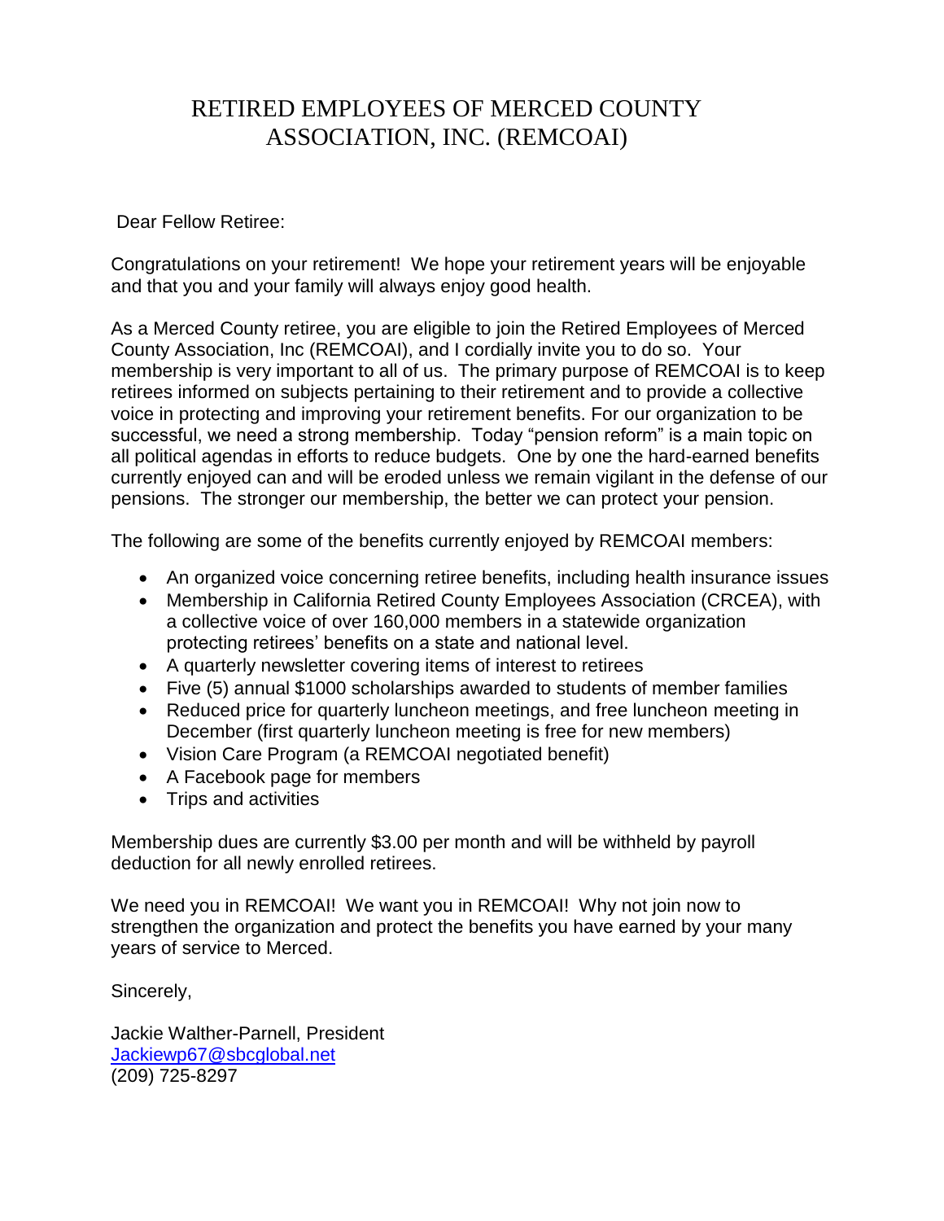# RETIRED EMPLOYEES OF MERCED COUNTY ASSOCIATION, INC. (REMCOAI)

Dear Fellow Retiree:

Congratulations on your retirement! We hope your retirement years will be enjoyable and that you and your family will always enjoy good health.

As a Merced County retiree, you are eligible to join the Retired Employees of Merced County Association, Inc (REMCOAI), and I cordially invite you to do so. Your membership is very important to all of us. The primary purpose of REMCOAI is to keep retirees informed on subjects pertaining to their retirement and to provide a collective voice in protecting and improving your retirement benefits. For our organization to be successful, we need a strong membership. Today "pension reform" is a main topic on all political agendas in efforts to reduce budgets. One by one the hard-earned benefits currently enjoyed can and will be eroded unless we remain vigilant in the defense of our pensions. The stronger our membership, the better we can protect your pension.

The following are some of the benefits currently enjoyed by REMCOAI members:

- An organized voice concerning retiree benefits, including health insurance issues
- Membership in California Retired County Employees Association (CRCEA), with a collective voice of over 160,000 members in a statewide organization protecting retirees' benefits on a state and national level.
- A quarterly newsletter covering items of interest to retirees
- Five (5) annual $1000 scholarships awarded to students of member families
- Reduced price for quarterly luncheon meetings, and free luncheon meeting in December (first quarterly luncheon meeting is free for new members)
- Vision Care Program (a REMCOAI negotiated benefit)
- A Facebook page for members
- Trips and activities

Membership dues are currently $3.00 per month and will be withheld by payroll deduction for all newly enrolled retirees.

We need you in REMCOAI! We want you in REMCOAI! Why not join now to strengthen the organization and protect the benefits you have earned by your many years of service to Merced.

Sincerely,

Jackie Walther-Parnell, President
Jackiewp67@sbcglobal.net
(209) 725-8297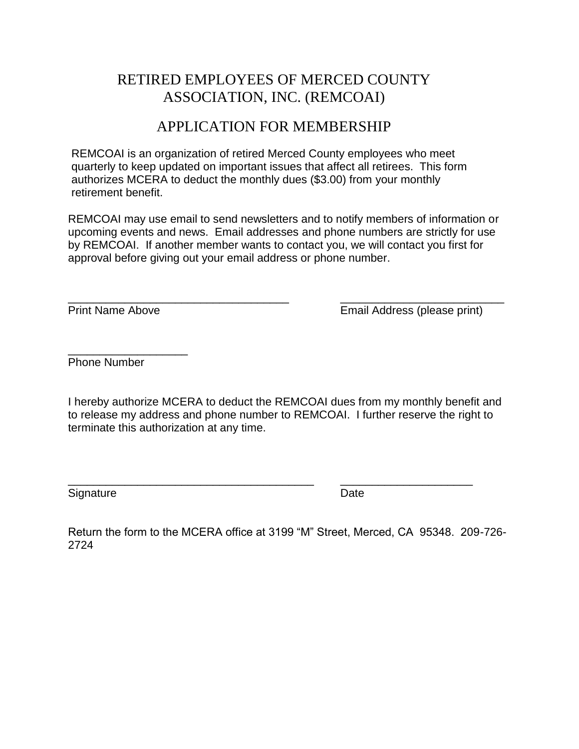# RETIRED EMPLOYEES OF MERCED COUNTY ASSOCIATION, INC. (REMCOAI)

## APPLICATION FOR MEMBERSHIP

REMCOAI is an organization of retired Merced County employees who meet quarterly to keep updated on important issues that affect all retirees. This form authorizes MCERA to deduct the monthly dues ($3.00) from your monthly retirement benefit.

REMCOAI may use email to send newsletters and to notify members of information or upcoming events and news. Email addresses and phone numbers are strictly for use by REMCOAI. If another member wants to contact you, we will contact you first for approval before giving out your email address or phone number.

____________________________________ ___________________________

Print Name Above Email Address (please print)

___________________

Phone Number

I hereby authorize MCERA to deduct the REMCOAI dues from my monthly benefit and to release my address and phone number to REMCOAI. I further reserve the right to terminate this authorization at any time.

________________________________________ _____________________

Signature Date

Return the form to the MCERA office at 3199 "M" Street, Merced, CA 95348. 209-726-2724